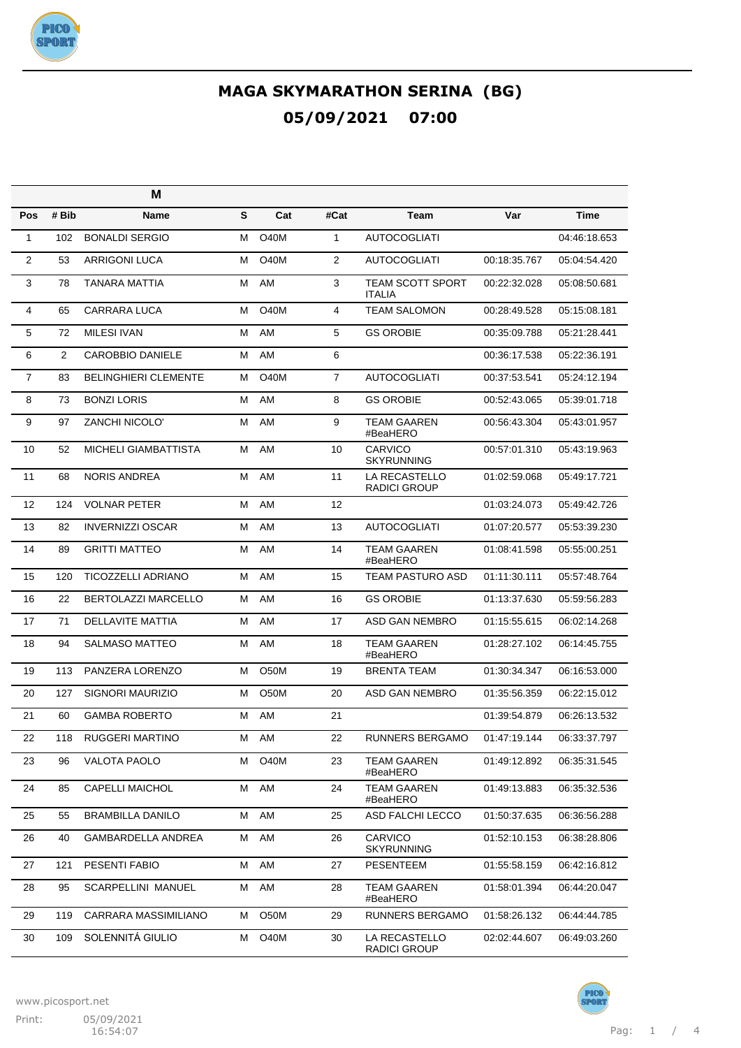# MAGA SKYMARATHON SERINA (BG)

## 05/09/2021 07:00

| M | | | | | | | | |
|---|---|---|---|---|---|---|---|---|
| Pos | # Bib | Name | S | Cat | #Cat | Team | Var | Time |
| 1 | 102 | BONALDI SERGIO | M | O40M | 1 | AUTOCOGLIATI | | 04:46:18.653 |
| 2 | 53 | ARRIGONI LUCA | M | O40M | 2 | AUTOCOGLIATI | 00:18:35.767 | 05:04:54.420 |
| 3 | 78 | TANARA MATTIA | M | AM | 3 | TEAM SCOTT SPORT ITALIA | 00:22:32.028 | 05:08:50.681 |
| 4 | 65 | CARRARA LUCA | M | O40M | 4 | TEAM SALOMON | 00:28:49.528 | 05:15:08.181 |
| 5 | 72 | MILESI IVAN | M | AM | 5 | GS OROBIE | 00:35:09.788 | 05:21:28.441 |
| 6 | 2 | CAROBBIO DANIELE | M | AM | 6 | | 00:36:17.538 | 05:22:36.191 |
| 7 | 83 | BELINGHIERI CLEMENTE | M | O40M | 7 | AUTOCOGLIATI | 00:37:53.541 | 05:24:12.194 |
| 8 | 73 | BONZI LORIS | M | AM | 8 | GS OROBIE | 00:52:43.065 | 05:39:01.718 |
| 9 | 97 | ZANCHI NICOLO' | M | AM | 9 | TEAM GAAREN #BeaHERO | 00:56:43.304 | 05:43:01.957 |
| 10 | 52 | MICHELI GIAMBATTISTA | M | AM | 10 | CARVICO SKYRUNNING | 00:57:01.310 | 05:43:19.963 |
| 11 | 68 | NORIS ANDREA | M | AM | 11 | LA RECASTELLO RADICI GROUP | 01:02:59.068 | 05:49:17.721 |
| 12 | 124 | VOLNAR PETER | M | AM | 12 | | 01:03:24.073 | 05:49:42.726 |
| 13 | 82 | INVERNIZZI OSCAR | M | AM | 13 | AUTOCOGLIATI | 01:07:20.577 | 05:53:39.230 |
| 14 | 89 | GRITTI MATTEO | M | AM | 14 | TEAM GAAREN #BeaHERO | 01:08:41.598 | 05:55:00.251 |
| 15 | 120 | TICOZZELLI ADRIANO | M | AM | 15 | TEAM PASTURO ASD | 01:11:30.111 | 05:57:48.764 |
| 16 | 22 | BERTOLAZZI MARCELLO | M | AM | 16 | GS OROBIE | 01:13:37.630 | 05:59:56.283 |
| 17 | 71 | DELLAVITE MATTIA | M | AM | 17 | ASD GAN NEMBRO | 01:15:55.615 | 06:02:14.268 |
| 18 | 94 | SALMASO MATTEO | M | AM | 18 | TEAM GAAREN #BeaHERO | 01:28:27.102 | 06:14:45.755 |
| 19 | 113 | PANZERA LORENZO | M | O50M | 19 | BRENTA TEAM | 01:30:34.347 | 06:16:53.000 |
| 20 | 127 | SIGNORI MAURIZIO | M | O50M | 20 | ASD GAN NEMBRO | 01:35:56.359 | 06:22:15.012 |
| 21 | 60 | GAMBA ROBERTO | M | AM | 21 | | 01:39:54.879 | 06:26:13.532 |
| 22 | 118 | RUGGERI MARTINO | M | AM | 22 | RUNNERS BERGAMO | 01:47:19.144 | 06:33:37.797 |
| 23 | 96 | VALOTA PAOLO | M | O40M | 23 | TEAM GAAREN #BeaHERO | 01:49:12.892 | 06:35:31.545 |
| 24 | 85 | CAPELLI MAICHOL | M | AM | 24 | TEAM GAAREN #BeaHERO | 01:49:13.883 | 06:35:32.536 |
| 25 | 55 | BRAMBILLA DANILO | M | AM | 25 | ASD FALCHI LECCO | 01:50:37.635 | 06:36:56.288 |
| 26 | 40 | GAMBARDELLA ANDREA | M | AM | 26 | CARVICO SKYRUNNING | 01:52:10.153 | 06:38:28.806 |
| 27 | 121 | PESENTI FABIO | M | AM | 27 | PESENTEEM | 01:55:58.159 | 06:42:16.812 |
| 28 | 95 | SCARPELLINI MANUEL | M | AM | 28 | TEAM GAAREN #BeaHERO | 01:58:01.394 | 06:44:20.047 |
| 29 | 119 | CARRARA MASSIMILIANO | M | O50M | 29 | RUNNERS BERGAMO | 01:58:26.132 | 06:44:44.785 |
| 30 | 109 | SOLENNITÁ GIULIO | M | O40M | 30 | LA RECASTELLO RADICI GROUP | 02:02:44.607 | 06:49:03.260 |

www.picosport.net

Print: 05/09/2021 16:54:07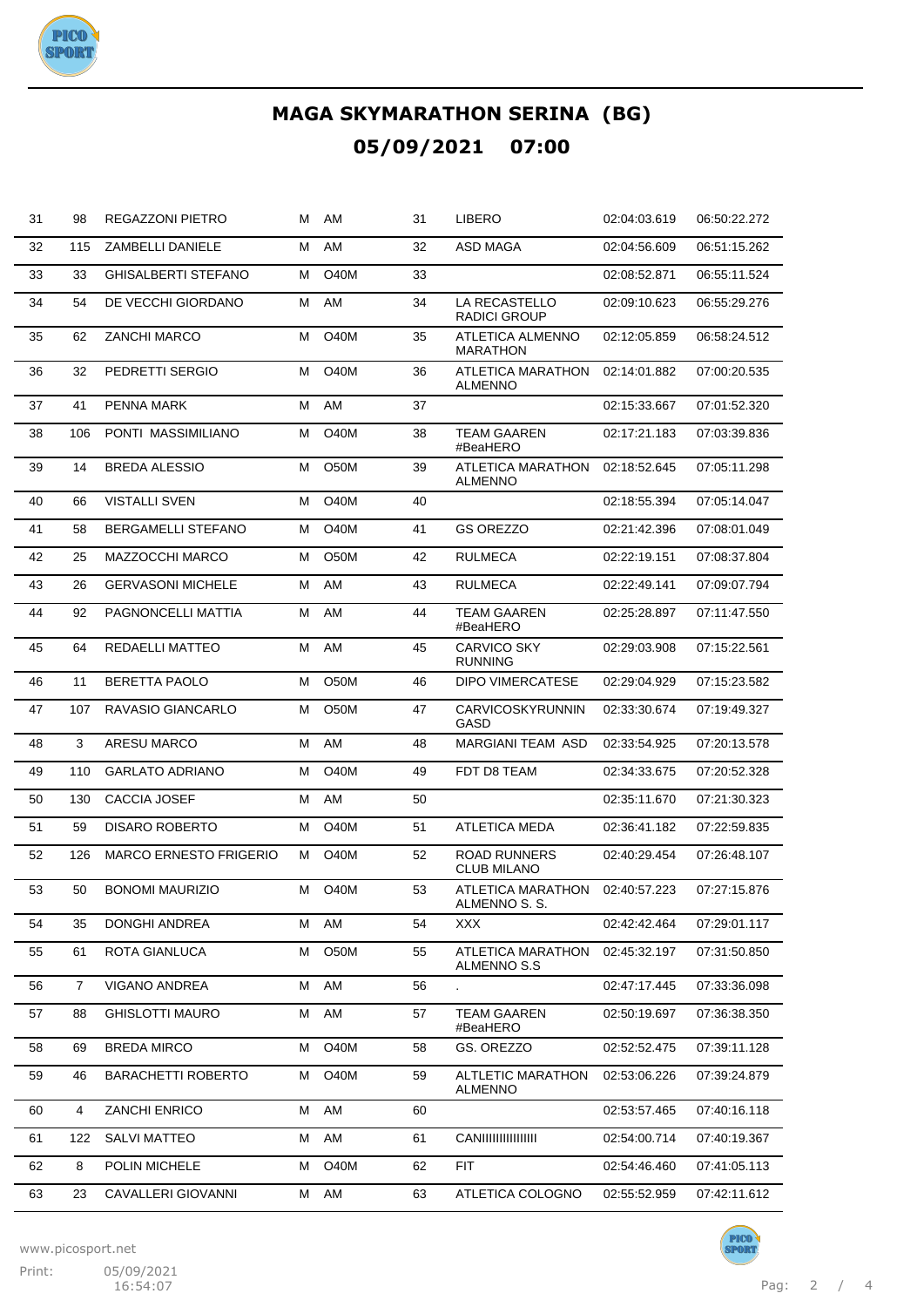# MAGA SKYMARATHON SERINA (BG)

## 05/09/2021 07:00

| | | | | | | | | |
|---|---|---|---|---|---|---|---|---|
| 31 | 98 | REGAZZONI PIETRO | M | AM | 31 | LIBERO | 02:04:03.619 | 06:50:22.272 |
| 32 | 115 | ZAMBELLI DANIELE | M | AM | 32 | ASD MAGA | 02:04:56.609 | 06:51:15.262 |
| 33 | 33 | GHISALBERTI STEFANO | M | O40M | 33 | | 02:08:52.871 | 06:55:11.524 |
| 34 | 54 | DE VECCHI GIORDANO | M | AM | 34 | LA RECASTELLO RADICI GROUP | 02:09:10.623 | 06:55:29.276 |
| 35 | 62 | ZANCHI MARCO | M | O40M | 35 | ATLETICA ALMENNO MARATHON | 02:12:05.859 | 06:58:24.512 |
| 36 | 32 | PEDRETTI SERGIO | M | O40M | 36 | ATLETICA MARATHON ALMENNO | 02:14:01.882 | 07:00:20.535 |
| 37 | 41 | PENNA MARK | M | AM | 37 | | 02:15:33.667 | 07:01:52.320 |
| 38 | 106 | PONTI MASSIMILIANO | M | O40M | 38 | TEAM GAAREN #BeaHERO | 02:17:21.183 | 07:03:39.836 |
| 39 | 14 | BREDA ALESSIO | M | O50M | 39 | ATLETICA MARATHON ALMENNO | 02:18:52.645 | 07:05:11.298 |
| 40 | 66 | VISTALLI SVEN | M | O40M | 40 | | 02:18:55.394 | 07:05:14.047 |
| 41 | 58 | BERGAMELLI STEFANO | M | O40M | 41 | GS OREZZO | 02:21:42.396 | 07:08:01.049 |
| 42 | 25 | MAZZOCCHI MARCO | M | O50M | 42 | RULMECA | 02:22:19.151 | 07:08:37.804 |
| 43 | 26 | GERVASONI MICHELE | M | AM | 43 | RULMECA | 02:22:49.141 | 07:09:07.794 |
| 44 | 92 | PAGNONCELLI MATTIA | M | AM | 44 | TEAM GAAREN #BeaHERO | 02:25:28.897 | 07:11:47.550 |
| 45 | 64 | REDAELLI MATTEO | M | AM | 45 | CARVICO SKY RUNNING | 02:29:03.908 | 07:15:22.561 |
| 46 | 11 | BERETTA PAOLO | M | O50M | 46 | DIPO VIMERCATESE | 02:29:04.929 | 07:15:23.582 |
| 47 | 107 | RAVASIO GIANCARLO | M | O50M | 47 | CARVICOSKYRUNNIN GASD | 02:33:30.674 | 07:19:49.327 |
| 48 | 3 | ARESU MARCO | M | AM | 48 | MARGIANI TEAM ASD | 02:33:54.925 | 07:20:13.578 |
| 49 | 110 | GARLATO ADRIANO | M | O40M | 49 | FDT D8 TEAM | 02:34:33.675 | 07:20:52.328 |
| 50 | 130 | CACCIA JOSEF | M | AM | 50 | | 02:35:11.670 | 07:21:30.323 |
| 51 | 59 | DISARO ROBERTO | M | O40M | 51 | ATLETICA MEDA | 02:36:41.182 | 07:22:59.835 |
| 52 | 126 | MARCO ERNESTO FRIGERIO | M | O40M | 52 | ROAD RUNNERS CLUB MILANO | 02:40:29.454 | 07:26:48.107 |
| 53 | 50 | BONOMI MAURIZIO | M | O40M | 53 | ATLETICA MARATHON ALMENNO S. S. | 02:40:57.223 | 07:27:15.876 |
| 54 | 35 | DONGHI ANDREA | M | AM | 54 | XXX | 02:42:42.464 | 07:29:01.117 |
| 55 | 61 | ROTA GIANLUCA | M | O50M | 55 | ATLETICA MARATHON ALMENNO S.S | 02:45:32.197 | 07:31:50.850 |
| 56 | 7 | VIGANO ANDREA | M | AM | 56 | . | 02:47:17.445 | 07:33:36.098 |
| 57 | 88 | GHISLOTTI MAURO | M | AM | 57 | TEAM GAAREN #BeaHERO | 02:50:19.697 | 07:36:38.350 |
| 58 | 69 | BREDA MIRCO | M | O40M | 58 | GS. OREZZO | 02:52:52.475 | 07:39:11.128 |
| 59 | 46 | BARACHETTI ROBERTO | M | O40M | 59 | ALTLETIC MARATHON ALMENNO | 02:53:06.226 | 07:39:24.879 |
| 60 | 4 | ZANCHI ENRICO | M | AM | 60 | | 02:53:57.465 | 07:40:16.118 |
| 61 | 122 | SALVI MATTEO | M | AM | 61 | CANIIIIIIIIIIIIIII | 02:54:00.714 | 07:40:19.367 |
| 62 | 8 | POLIN MICHELE | M | O40M | 62 | FIT | 02:54:46.460 | 07:41:05.113 |
| 63 | 23 | CAVALLERI GIOVANNI | M | AM | 63 | ATLETICA COLOGNO | 02:55:52.959 | 07:42:11.612 |

www.picosport.net

Print: 05/09/2021 16:54:07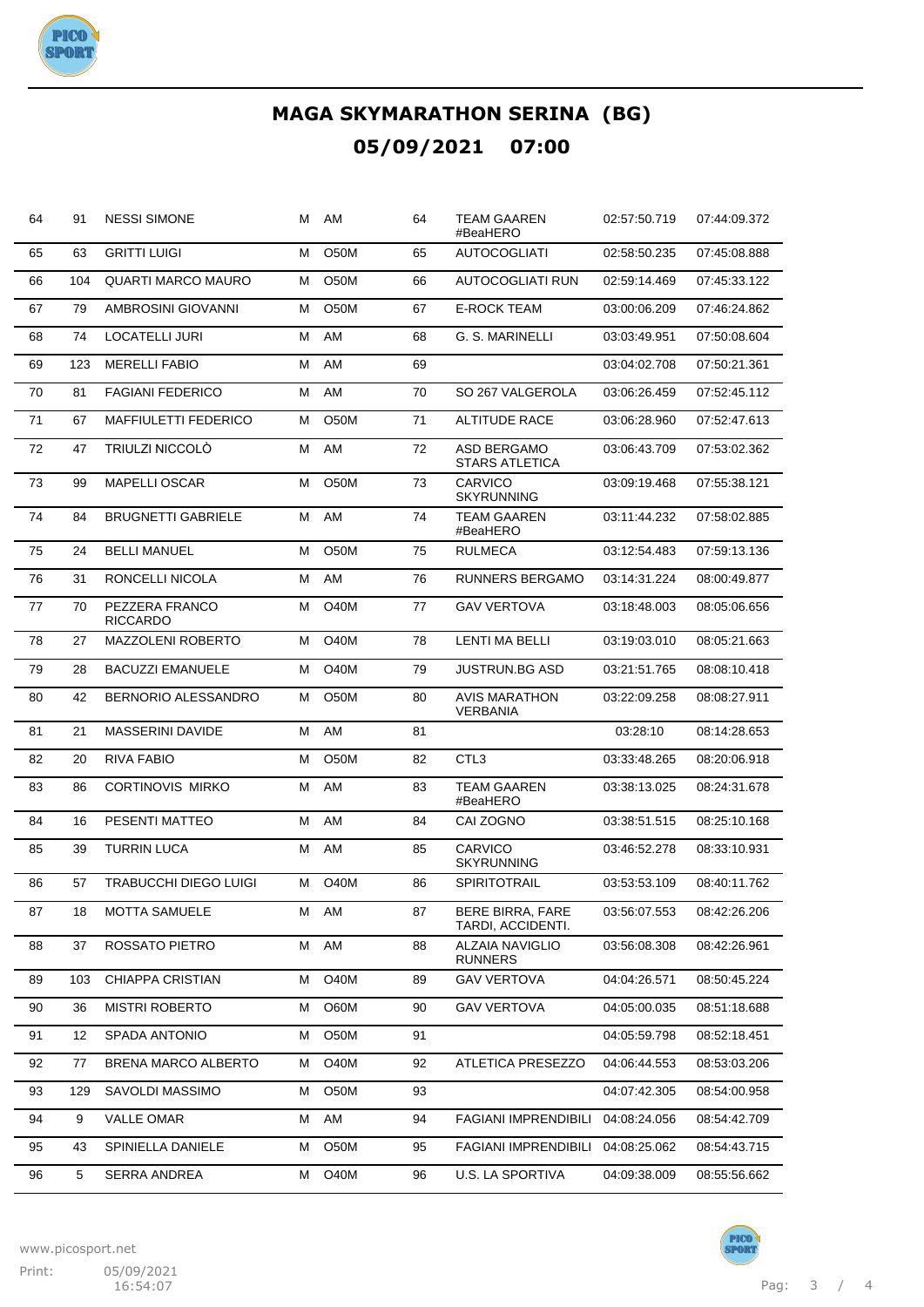# MAGA SKYMARATHON SERINA (BG)

## 05/09/2021 07:00

| | | | | | | | | |
|---|---|---|---|---|---|---|---|---|
| 64 | 91 | NESSI SIMONE | M | AM | 64 | TEAM GAAREN #BeaHERO | 02:57:50.719 | 07:44:09.372 |
| 65 | 63 | GRITTI LUIGI | M | O50M | 65 | AUTOCOGLIATI | 02:58:50.235 | 07:45:08.888 |
| 66 | 104 | QUARTI MARCO MAURO | M | O50M | 66 | AUTOCOGLIATI RUN | 02:59:14.469 | 07:45:33.122 |
| 67 | 79 | AMBROSINI GIOVANNI | M | O50M | 67 | E-ROCK TEAM | 03:00:06.209 | 07:46:24.862 |
| 68 | 74 | LOCATELLI JURI | M | AM | 68 | G. S. MARINELLI | 03:03:49.951 | 07:50:08.604 |
| 69 | 123 | MERELLI FABIO | M | AM | 69 | | 03:04:02.708 | 07:50:21.361 |
| 70 | 81 | FAGIANI FEDERICO | M | AM | 70 | SO 267 VALGEROLA | 03:06:26.459 | 07:52:45.112 |
| 71 | 67 | MAFFIULETTI FEDERICO | M | O50M | 71 | ALTITUDE RACE | 03:06:28.960 | 07:52:47.613 |
| 72 | 47 | TRIULZI NICCOLÒ | M | AM | 72 | ASD BERGAMO STARS ATLETICA | 03:06:43.709 | 07:53:02.362 |
| 73 | 99 | MAPELLI OSCAR | M | O50M | 73 | CARVICO SKYRUNNING | 03:09:19.468 | 07:55:38.121 |
| 74 | 84 | BRUGNETTI GABRIELE | M | AM | 74 | TEAM GAAREN #BeaHERO | 03:11:44.232 | 07:58:02.885 |
| 75 | 24 | BELLI MANUEL | M | O50M | 75 | RULMECA | 03:12:54.483 | 07:59:13.136 |
| 76 | 31 | RONCELLI NICOLA | M | AM | 76 | RUNNERS BERGAMO | 03:14:31.224 | 08:00:49.877 |
| 77 | 70 | PEZZERA FRANCO RICCARDO | M | O40M | 77 | GAV VERTOVA | 03:18:48.003 | 08:05:06.656 |
| 78 | 27 | MAZZOLENI ROBERTO | M | O40M | 78 | LENTI MA BELLI | 03:19:03.010 | 08:05:21.663 |
| 79 | 28 | BACUZZI EMANUELE | M | O40M | 79 | JUSTRUN.BG ASD | 03:21:51.765 | 08:08:10.418 |
| 80 | 42 | BERNORIO ALESSANDRO | M | O50M | 80 | AVIS MARATHON VERBANIA | 03:22:09.258 | 08:08:27.911 |
| 81 | 21 | MASSERINI DAVIDE | M | AM | 81 | | 03:28:10 | 08:14:28.653 |
| 82 | 20 | RIVA FABIO | M | O50M | 82 | CTL3 | 03:33:48.265 | 08:20:06.918 |
| 83 | 86 | CORTINOVIS MIRKO | M | AM | 83 | TEAM GAAREN #BeaHERO | 03:38:13.025 | 08:24:31.678 |
| 84 | 16 | PESENTI MATTEO | M | AM | 84 | CAI ZOGNO | 03:38:51.515 | 08:25:10.168 |
| 85 | 39 | TURRIN LUCA | M | AM | 85 | CARVICO SKYRUNNING | 03:46:52.278 | 08:33:10.931 |
| 86 | 57 | TRABUCCHI DIEGO LUIGI | M | O40M | 86 | SPIRITOTRAIL | 03:53:53.109 | 08:40:11.762 |
| 87 | 18 | MOTTA SAMUELE | M | AM | 87 | BERE BIRRA, FARE TARDI, ACCIDENTI. | 03:56:07.553 | 08:42:26.206 |
| 88 | 37 | ROSSATO PIETRO | M | AM | 88 | ALZAIA NAVIGLIO RUNNERS | 03:56:08.308 | 08:42:26.961 |
| 89 | 103 | CHIAPPA CRISTIAN | M | O40M | 89 | GAV VERTOVA | 04:04:26.571 | 08:50:45.224 |
| 90 | 36 | MISTRI ROBERTO | M | O60M | 90 | GAV VERTOVA | 04:05:00.035 | 08:51:18.688 |
| 91 | 12 | SPADA ANTONIO | M | O50M | 91 | | 04:05:59.798 | 08:52:18.451 |
| 92 | 77 | BRENA MARCO ALBERTO | M | O40M | 92 | ATLETICA PRESEZZO | 04:06:44.553 | 08:53:03.206 |
| 93 | 129 | SAVOLDI MASSIMO | M | O50M | 93 | | 04:07:42.305 | 08:54:00.958 |
| 94 | 9 | VALLE OMAR | M | AM | 94 | FAGIANI IMPRENDIBILI | 04:08:24.056 | 08:54:42.709 |
| 95 | 43 | SPINIELLA DANIELE | M | O50M | 95 | FAGIANI IMPRENDIBILI | 04:08:25.062 | 08:54:43.715 |
| 96 | 5 | SERRA ANDREA | M | O40M | 96 | U.S. LA SPORTIVA | 04:09:38.009 | 08:55:56.662 |

www.picosport.net

Print: 05/09/2021 16:54:07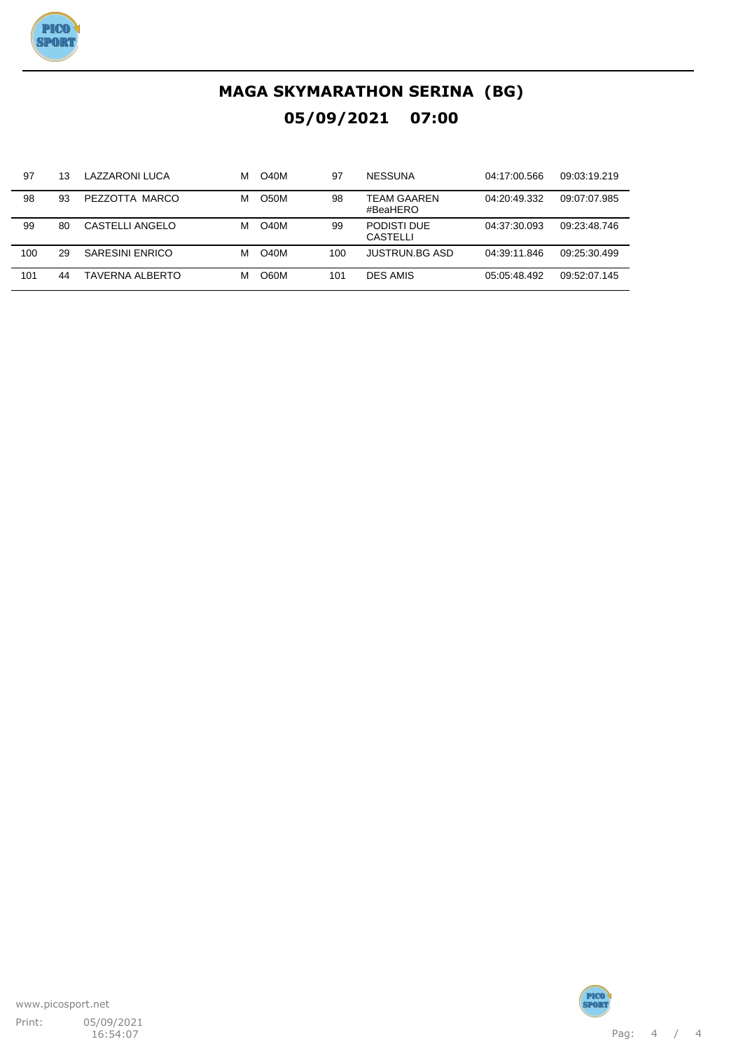# MAGA SKYMARATHON SERINA (BG)

## 05/09/2021 07:00

| | | | | | | | | |
|---|---|---|---|---|---|---|---|---|
| 97 | 13 | LAZZARONI LUCA | M | O40M | 97 | NESSUNA | 04:17:00.566 | 09:03:19.219 |
| 98 | 93 | PEZZOTTA MARCO | M | O50M | 98 | TEAM GAAREN #BeaHERO | 04:20:49.332 | 09:07:07.985 |
| 99 | 80 | CASTELLI ANGELO | M | O40M | 99 | PODISTI DUE CASTELLI | 04:37:30.093 | 09:23:48.746 |
| 100 | 29 | SARESINI ENRICO | M | O40M | 100 | JUSTRUN.BG ASD | 04:39:11.846 | 09:25:30.499 |
| 101 | 44 | TAVERNA ALBERTO | M | O60M | 101 | DES AMIS | 05:05:48.492 | 09:52:07.145 |

www.picosport.net

Print: 05/09/2021 16:54:07